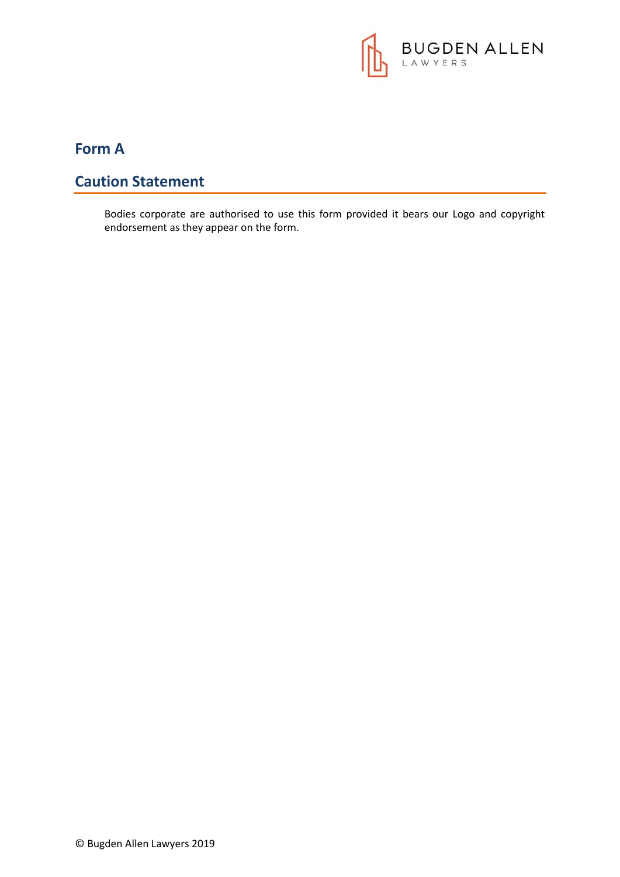# Form A

## Caution Statement

Bodies corporate are authorised to use this form provided it bears our Logo and copyright endorsement as they appear on the form.

© Bugden Allen Lawyers 2019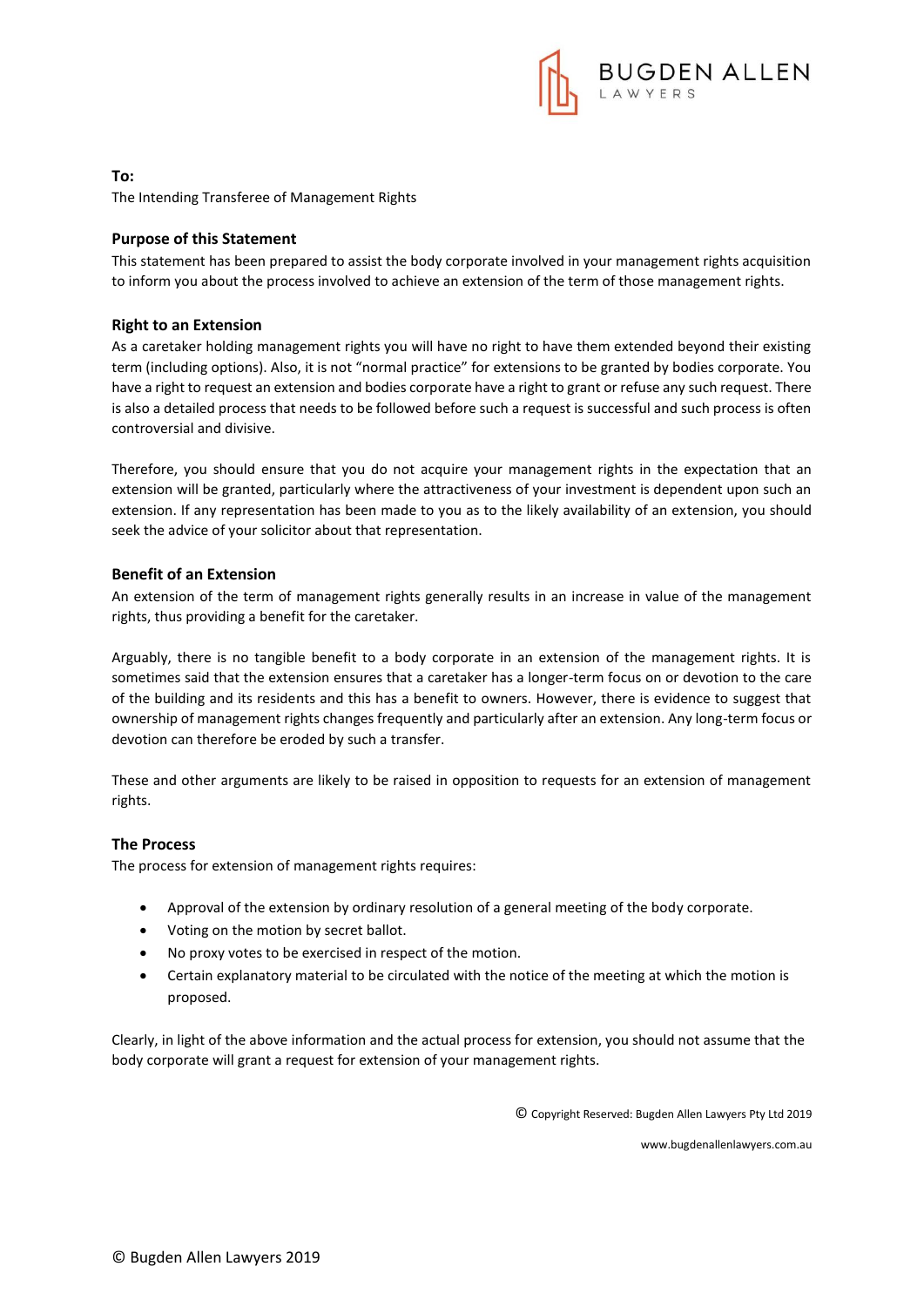**To:**
The Intending Transferee of Management Rights

## Purpose of this Statement

This statement has been prepared to assist the body corporate involved in your management rights acquisition to inform you about the process involved to achieve an extension of the term of those management rights.

## Right to an Extension

As a caretaker holding management rights you will have no right to have them extended beyond their existing term (including options). Also, it is not "normal practice" for extensions to be granted by bodies corporate. You have a right to request an extension and bodies corporate have a right to grant or refuse any such request. There is also a detailed process that needs to be followed before such a request is successful and such process is often controversial and divisive.

Therefore, you should ensure that you do not acquire your management rights in the expectation that an extension will be granted, particularly where the attractiveness of your investment is dependent upon such an extension. If any representation has been made to you as to the likely availability of an extension, you should seek the advice of your solicitor about that representation.

## Benefit of an Extension

An extension of the term of management rights generally results in an increase in value of the management rights, thus providing a benefit for the caretaker.

Arguably, there is no tangible benefit to a body corporate in an extension of the management rights. It is sometimes said that the extension ensures that a caretaker has a longer-term focus on or devotion to the care of the building and its residents and this has a benefit to owners. However, there is evidence to suggest that ownership of management rights changes frequently and particularly after an extension. Any long-term focus or devotion can therefore be eroded by such a transfer.

These and other arguments are likely to be raised in opposition to requests for an extension of management rights.

## The Process

The process for extension of management rights requires:

- Approval of the extension by ordinary resolution of a general meeting of the body corporate.
- Voting on the motion by secret ballot.
- No proxy votes to be exercised in respect of the motion.
- Certain explanatory material to be circulated with the notice of the meeting at which the motion is proposed.

Clearly, in light of the above information and the actual process for extension, you should not assume that the body corporate will grant a request for extension of your management rights.

© Copyright Reserved: Bugden Allen Lawyers Pty Ltd 2019

www.bugdenallenlawyers.com.au